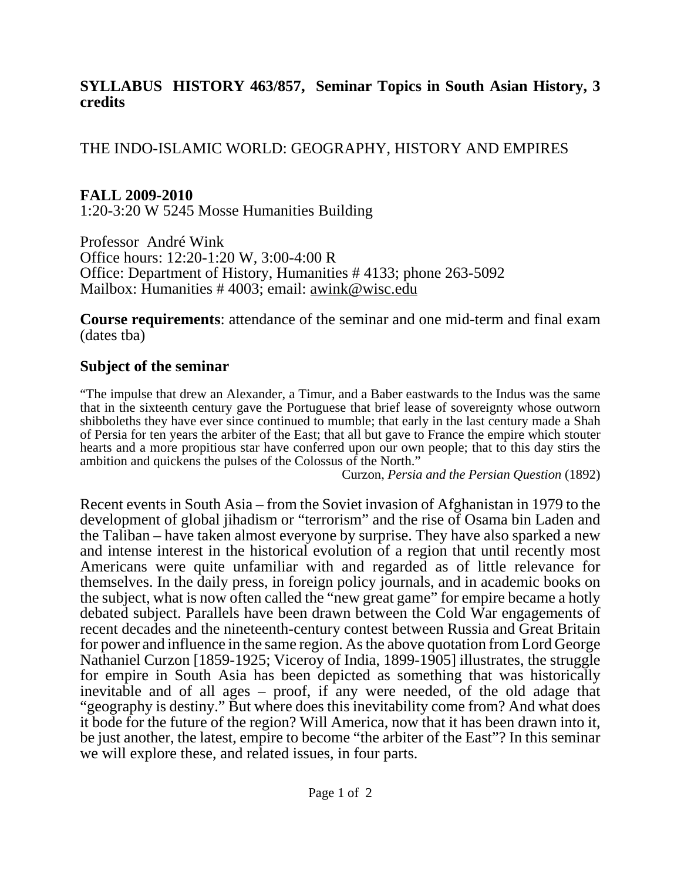**SYLLABUS HISTORY 463/857, Seminar Topics in South Asian History, 3 credits**

THE INDO-ISLAMIC WORLD: GEOGRAPHY, HISTORY AND EMPIRES

**FALL 2009-2010**
1:20-3:20 W 5245 Mosse Humanities Building

Professor André Wink
Office hours: 12:20-1:20 W, 3:00-4:00 R
Office: Department of History, Humanities # 4133; phone 263-5092
Mailbox: Humanities # 4003; email: awink@wisc.edu

**Course requirements**: attendance of the seminar and one mid-term and final exam (dates tba)

## Subject of the seminar

"The impulse that drew an Alexander, a Timur, and a Baber eastwards to the Indus was the same that in the sixteenth century gave the Portuguese that brief lease of sovereignty whose outworn shibboleths they have ever since continued to mumble; that early in the last century made a Shah of Persia for ten years the arbiter of the East; that all but gave to France the empire which stouter hearts and a more propitious star have conferred upon our own people; that to this day stirs the ambition and quickens the pulses of the Colossus of the North."

Curzon, *Persia and the Persian Question* (1892)

Recent events in South Asia – from the Soviet invasion of Afghanistan in 1979 to the development of global jihadism or "terrorism" and the rise of Osama bin Laden and the Taliban – have taken almost everyone by surprise. They have also sparked a new and intense interest in the historical evolution of a region that until recently most Americans were quite unfamiliar with and regarded as of little relevance for themselves. In the daily press, in foreign policy journals, and in academic books on the subject, what is now often called the "new great game" for empire became a hotly debated subject. Parallels have been drawn between the Cold War engagements of recent decades and the nineteenth-century contest between Russia and Great Britain for power and influence in the same region. As the above quotation from Lord George Nathaniel Curzon [1859-1925; Viceroy of India, 1899-1905] illustrates, the struggle for empire in South Asia has been depicted as something that was historically inevitable and of all ages – proof, if any were needed, of the old adage that "geography is destiny." But where does this inevitability come from? And what does it bode for the future of the region? Will America, now that it has been drawn into it, be just another, the latest, empire to become "the arbiter of the East"? In this seminar we will explore these, and related issues, in four parts.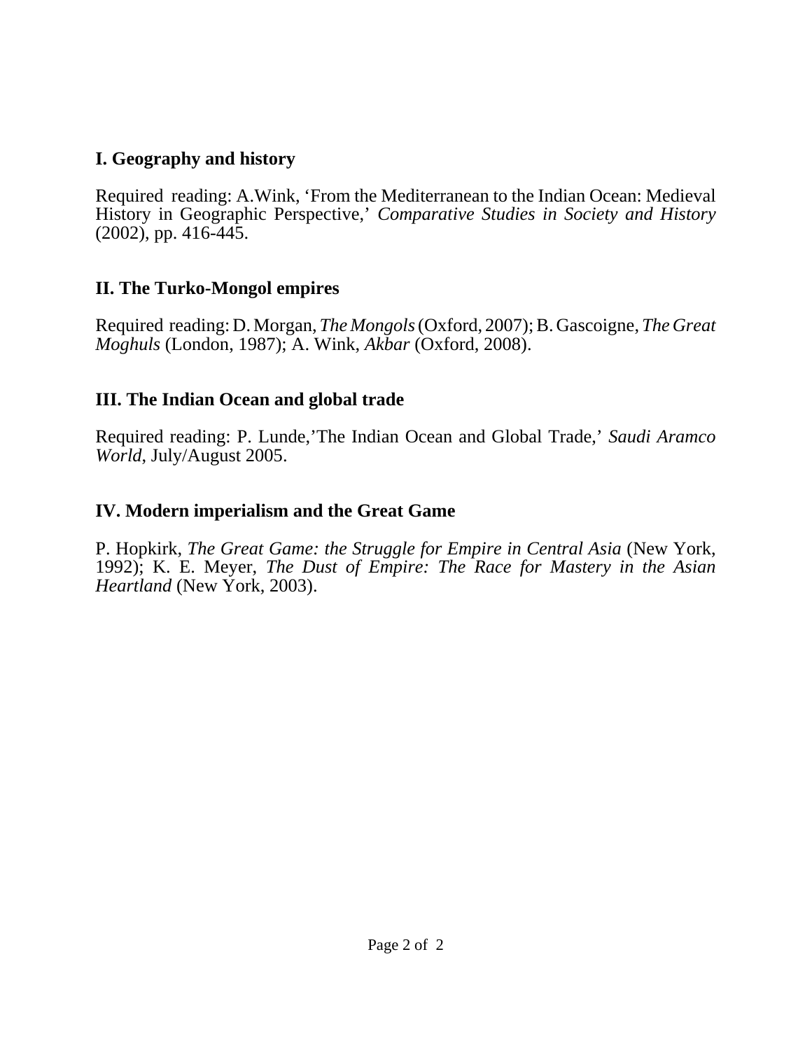## I. Geography and history

Required reading: A.Wink, 'From the Mediterranean to the Indian Ocean: Medieval History in Geographic Perspective,' *Comparative Studies in Society and History* (2002), pp. 416-445.

## II. The Turko-Mongol empires

Required reading: D. Morgan, *The Mongols* (Oxford, 2007); B. Gascoigne, *The Great Moghuls* (London, 1987); A. Wink, *Akbar* (Oxford, 2008).

## III. The Indian Ocean and global trade

Required reading: P. Lunde,'The Indian Ocean and Global Trade,' *Saudi Aramco World*, July/August 2005.

## IV. Modern imperialism and the Great Game

P. Hopkirk, *The Great Game: the Struggle for Empire in Central Asia* (New York, 1992); K. E. Meyer, *The Dust of Empire: The Race for Mastery in the Asian Heartland* (New York, 2003).